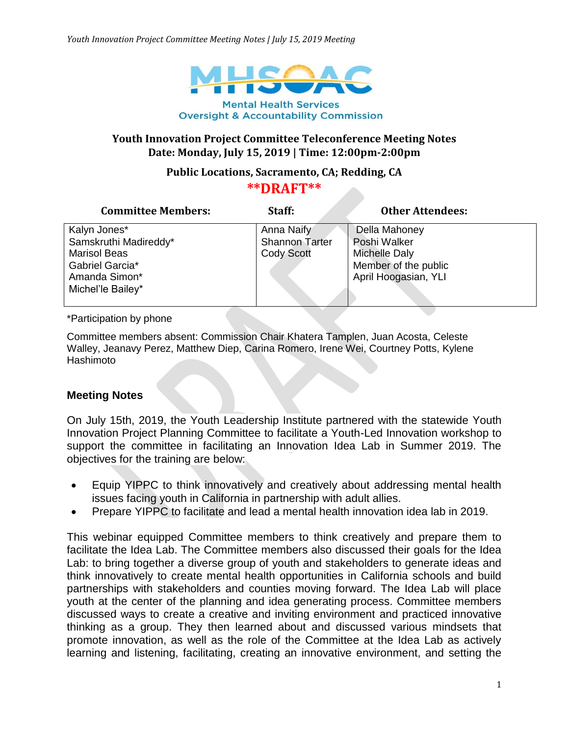Mental Health Services Oversight & Accountability Commission

## Youth Innovation Project Committee Teleconference Meeting Notes
**Date: Monday, July 15, 2019 | Time: 12:00pm-2:00pm**

**Public Locations, Sacramento, CA; Redding, CA**

****DRAFT****

| Committee Members: | Staff: | Other Attendees: |
|---|---|---|
| Kalyn Jones*<br>Samskruthi Madireddy*<br>Marisol Beas<br>Gabriel Garcia*<br>Amanda Simon*<br>Michel'le Bailey* | Anna Naify<br>Shannon Tarter<br>Cody Scott | Della Mahoney<br>Poshi Walker<br>Michelle Daly<br>Member of the public<br>April Hoogasian, YLI |

*Participation by phone

Committee members absent: Commission Chair Khatera Tamplen, Juan Acosta, Celeste Walley, Jeanavy Perez, Matthew Diep, Carina Romero, Irene Wei, Courtney Potts, Kylene Hashimoto

### Meeting Notes

On July 15th, 2019, the Youth Leadership Institute partnered with the statewide Youth Innovation Project Planning Committee to facilitate a Youth-Led Innovation workshop to support the committee in facilitating an Innovation Idea Lab in Summer 2019. The objectives for the training are below:

- Equip YIPPC to think innovatively and creatively about addressing mental health issues facing youth in California in partnership with adult allies.
- Prepare YIPPC to facilitate and lead a mental health innovation idea lab in 2019.

This webinar equipped Committee members to think creatively and prepare them to facilitate the Idea Lab. The Committee members also discussed their goals for the Idea Lab: to bring together a diverse group of youth and stakeholders to generate ideas and think innovatively to create mental health opportunities in California schools and build partnerships with stakeholders and counties moving forward. The Idea Lab will place youth at the center of the planning and idea generating process. Committee members discussed ways to create a creative and inviting environment and practiced innovative thinking as a group. They then learned about and discussed various mindsets that promote innovation, as well as the role of the Committee at the Idea Lab as actively learning and listening, facilitating, creating an innovative environment, and setting the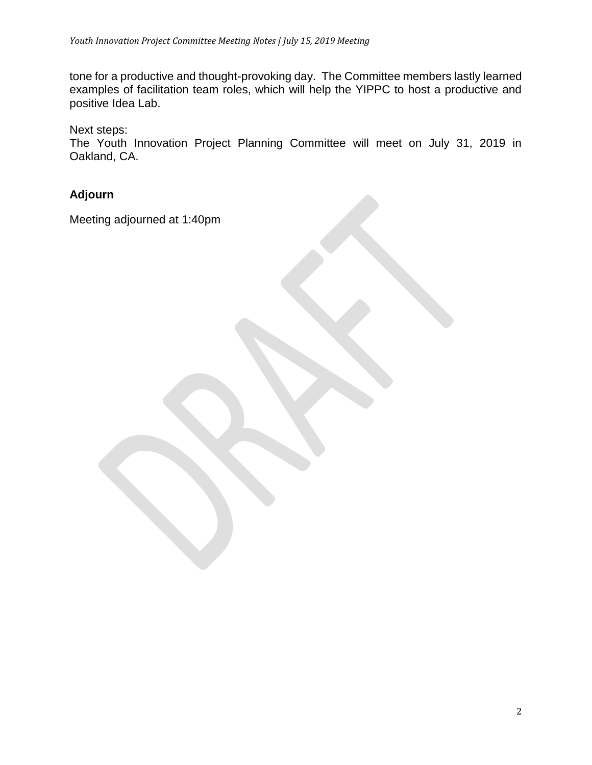tone for a productive and thought-provoking day. The Committee members lastly learned examples of facilitation team roles, which will help the YIPPC to host a productive and positive Idea Lab.

Next steps:
The Youth Innovation Project Planning Committee will meet on July 31, 2019 in Oakland, CA.

**Adjourn**

Meeting adjourned at 1:40pm